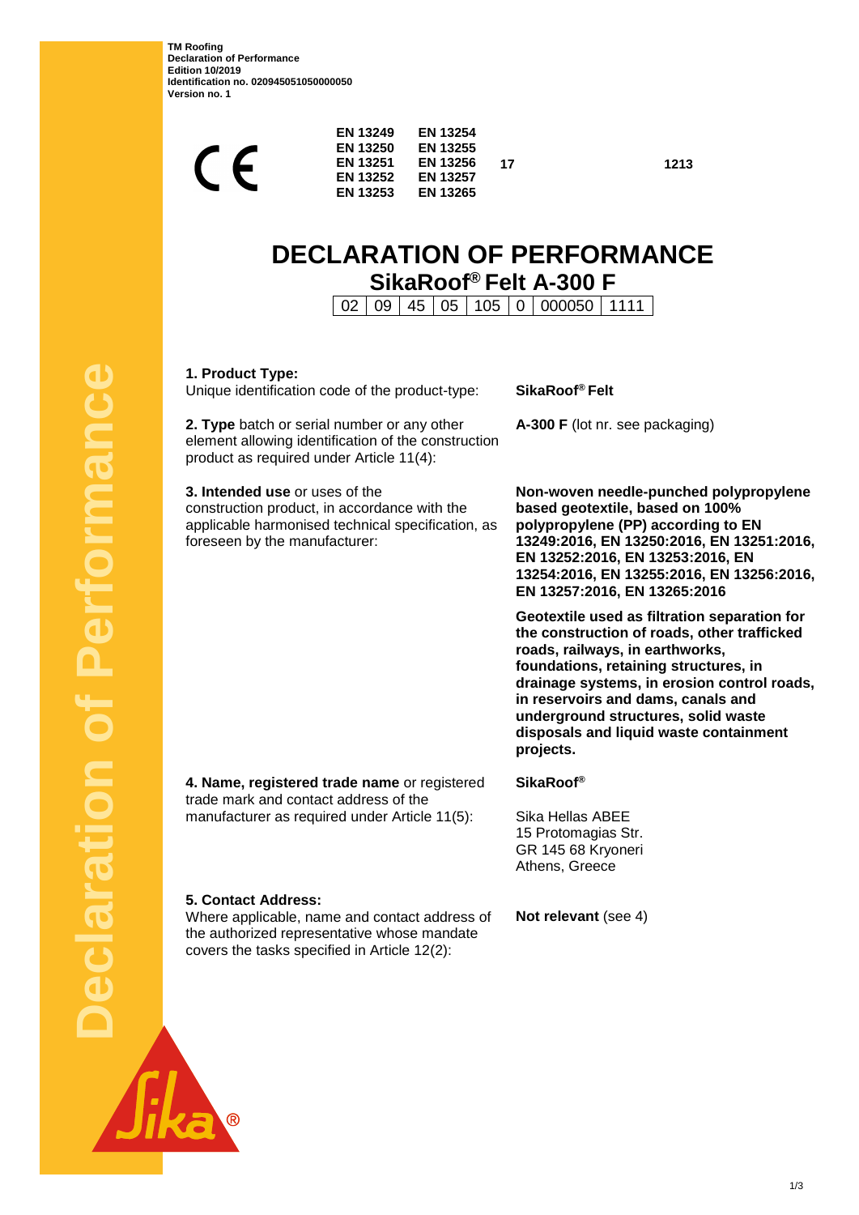TM Roofing
Declaration of Performance
Edition 10/2019
Identification no. 020945051050000050
Version no. 1

CE

| EN 13249 | EN 13254 | | |
|---|---|---|---|
| EN 13250 | EN 13255 | | |
| EN 13251 | EN 13256 | 17 | 1213 |
| EN 13252 | EN 13257 | | |
| EN 13253 | EN 13265 | | |

# DECLARATION OF PERFORMANCE

## SikaRoof® Felt A-300 F

| 02 | 09 | 45 | 05 | 105 | 0 | 000050 | 1111 |
|---|---|---|---|---|---|---|---|

**1. Product Type:**
Unique identification code of the product-type:

**SikaRoof® Felt**

**2. Type** batch or serial number or any other element allowing identification of the construction product as required under Article 11(4):

**A-300 F** (lot nr. see packaging)

**3. Intended use** or uses of the construction product, in accordance with the applicable harmonised technical specification, as foreseen by the manufacturer:

**Non-woven needle-punched polypropylene based geotextile, based on 100% polypropylene (PP) according to EN 13249:2016, EN 13250:2016, EN 13251:2016, EN 13252:2016, EN 13253:2016, EN 13254:2016, EN 13255:2016, EN 13256:2016, EN 13257:2016, EN 13265:2016**

**Geotextile used as filtration separation for the construction of roads, other trafficked roads, railways, in earthworks, foundations, retaining structures, in drainage systems, in erosion control roads, in reservoirs and dams, canals and underground structures, solid waste disposals and liquid waste containment projects.**

**4. Name, registered trade name** or registered trade mark and contact address of the manufacturer as required under Article 11(5):

**SikaRoof®**

Sika Hellas ABEE
15 Protomagias Str.
GR 145 68 Kryoneri
Athens, Greece

**5. Contact Address:**
Where applicable, name and contact address of the authorized representative whose mandate covers the tasks specified in Article 12(2):

**Not relevant** (see 4)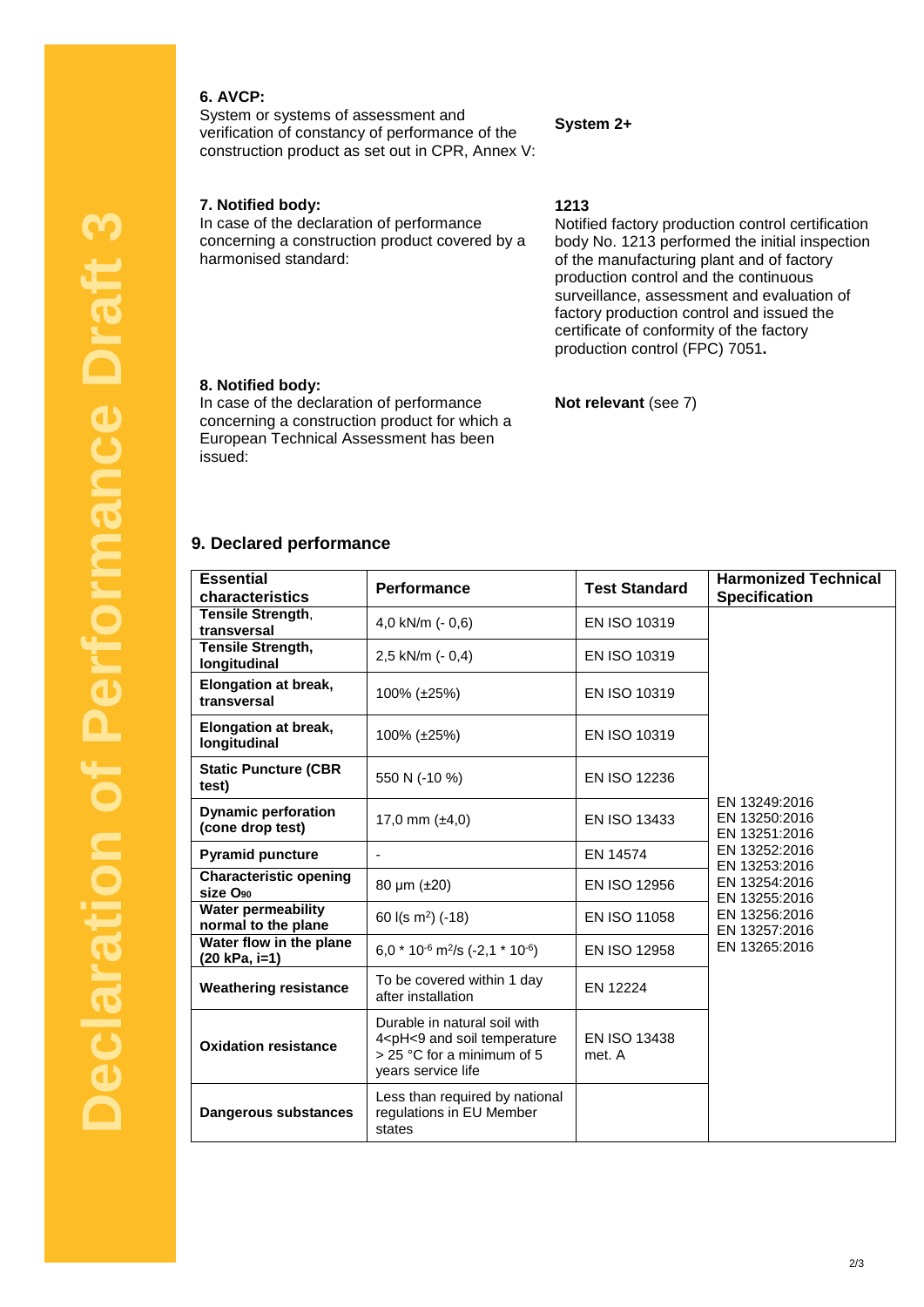Declaration of Performance Draft 3

**6. AVCP:**
System or systems of assessment and verification of constancy of performance of the construction product as set out in CPR, Annex V:

**System 2+**

**7. Notified body:**
In case of the declaration of performance concerning a construction product covered by a harmonised standard:

**1213**
Notified factory production control certification body No. 1213 performed the initial inspection of the manufacturing plant and of factory production control and the continuous surveillance, assessment and evaluation of factory production control and issued the certificate of conformity of the factory production control (FPC) 7051**.**

**8. Notified body:**
In case of the declaration of performance concerning a construction product for which a European Technical Assessment has been issued:

**Not relevant** (see 7)

## 9. Declared performance

| Essential characteristics | Performance | Test Standard | Harmonized Technical Specification |
|---|---|---|---|
| **Tensile Strength**, **transversal** | 4,0 kN/m (- 0,6) | EN ISO 10319 | EN 13249:2016 EN 13250:2016 EN 13251:2016 EN 13252:2016 EN 13253:2016 EN 13254:2016 EN 13255:2016 EN 13256:2016 EN 13257:2016 EN 13265:2016 |
| **Tensile Strength, longitudinal** | 2,5 kN/m (- 0,4) | EN ISO 10319 | |
| **Elongation at break, transversal** | 100% (±25%) | EN ISO 10319 | |
| **Elongation at break, longitudinal** | 100% (±25%) | EN ISO 10319 | |
| **Static Puncture (CBR test)** | 550 N (-10 %) | EN ISO 12236 | |
| **Dynamic perforation (cone drop test)** | 17,0 mm (±4,0) | EN ISO 13433 | |
| **Pyramid puncture** | - | EN 14574 | |
| **Characteristic opening size $O_{90}$** | 80 µm (±20) | EN ISO 12956 | |
| **Water permeability normal to the plane** | 60 l(s m²) (-18) | EN ISO 11058 | |
| **Water flow in the plane (20 kPa, i=1)** | 6,0 * $10^{-6}$ m²/s (-2,1 * $10^{-6}$) | EN ISO 12958 | |
| **Weathering resistance** | To be covered within 1 day after installation | EN 12224 | |
| **Oxidation resistance** | Durable in natural soil with 4<pH<9 and soil temperature > 25 °C for a minimum of 5 years service life | EN ISO 13438 met. A | |
| **Dangerous substances** | Less than required by national regulations in EU Member states | | |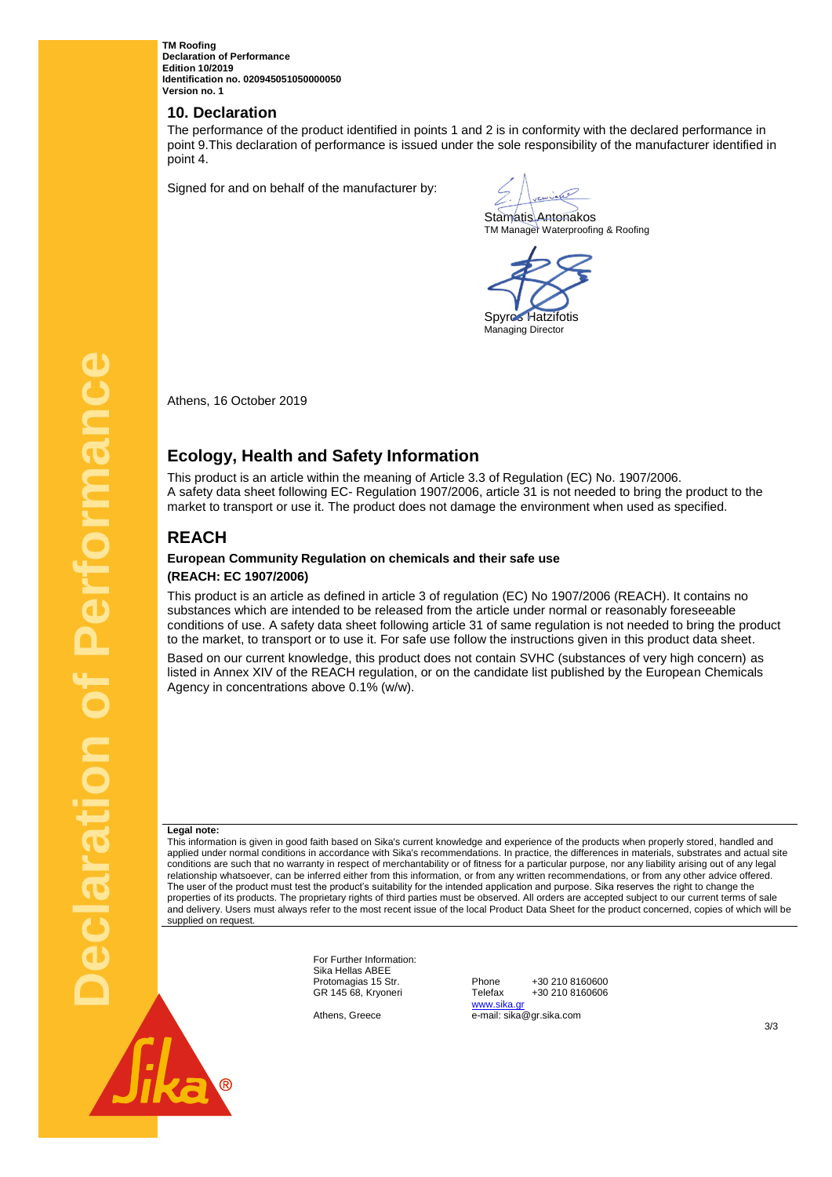**TM Roofing**
**Declaration of Performance**
**Edition 10/2019**
**Identification no. 020945051050000050**
**Version no. 1**

## 10. Declaration

The performance of the product identified in points 1 and 2 is in conformity with the declared performance in point 9.This declaration of performance is issued under the sole responsibility of the manufacturer identified in point 4.

Signed for and on behalf of the manufacturer by:

Stamatis Antonakos
TM Manager Waterproofing & Roofing

Spyros Hatzifotis
Managing Director

Athens, 16 October 2019

## Ecology, Health and Safety Information

This product is an article within the meaning of Article 3.3 of Regulation (EC) No. 1907/2006.
A safety data sheet following EC- Regulation 1907/2006, article 31 is not needed to bring the product to the market to transport or use it. The product does not damage the environment when used as specified.

## REACH

### European Community Regulation on chemicals and their safe use (REACH: EC 1907/2006)

This product is an article as defined in article 3 of regulation (EC) No 1907/2006 (REACH). It contains no substances which are intended to be released from the article under normal or reasonably foreseeable conditions of use. A safety data sheet following article 31 of same regulation is not needed to bring the product to the market, to transport or to use it. For safe use follow the instructions given in this product data sheet.

Based on our current knowledge, this product does not contain SVHC (substances of very high concern) as listed in Annex XIV of the REACH regulation, or on the candidate list published by the European Chemicals Agency in concentrations above 0.1% (w/w).

**Legal note:**
This information is given in good faith based on Sika's current knowledge and experience of the products when properly stored, handled and applied under normal conditions in accordance with Sika's recommendations. In practice, the differences in materials, substrates and actual site conditions are such that no warranty in respect of merchantability or of fitness for a particular purpose, nor any liability arising out of any legal relationship whatsoever, can be inferred either from this information, or from any written recommendations, or from any other advice offered. The user of the product must test the product's suitability for the intended application and purpose. Sika reserves the right to change the properties of its products. The proprietary rights of third parties must be observed. All orders are accepted subject to our current terms of sale and delivery. Users must always refer to the most recent issue of the local Product Data Sheet for the product concerned, copies of which will be supplied on request.

For Further Information:
Sika Hellas ABEE
Protomagias 15 Str.
GR 145 68, Kryoneri
Athens, Greece

Phone +30 210 8160600
Telefax +30 210 8160606
www.sika.gr
e-mail: sika@gr.sika.com